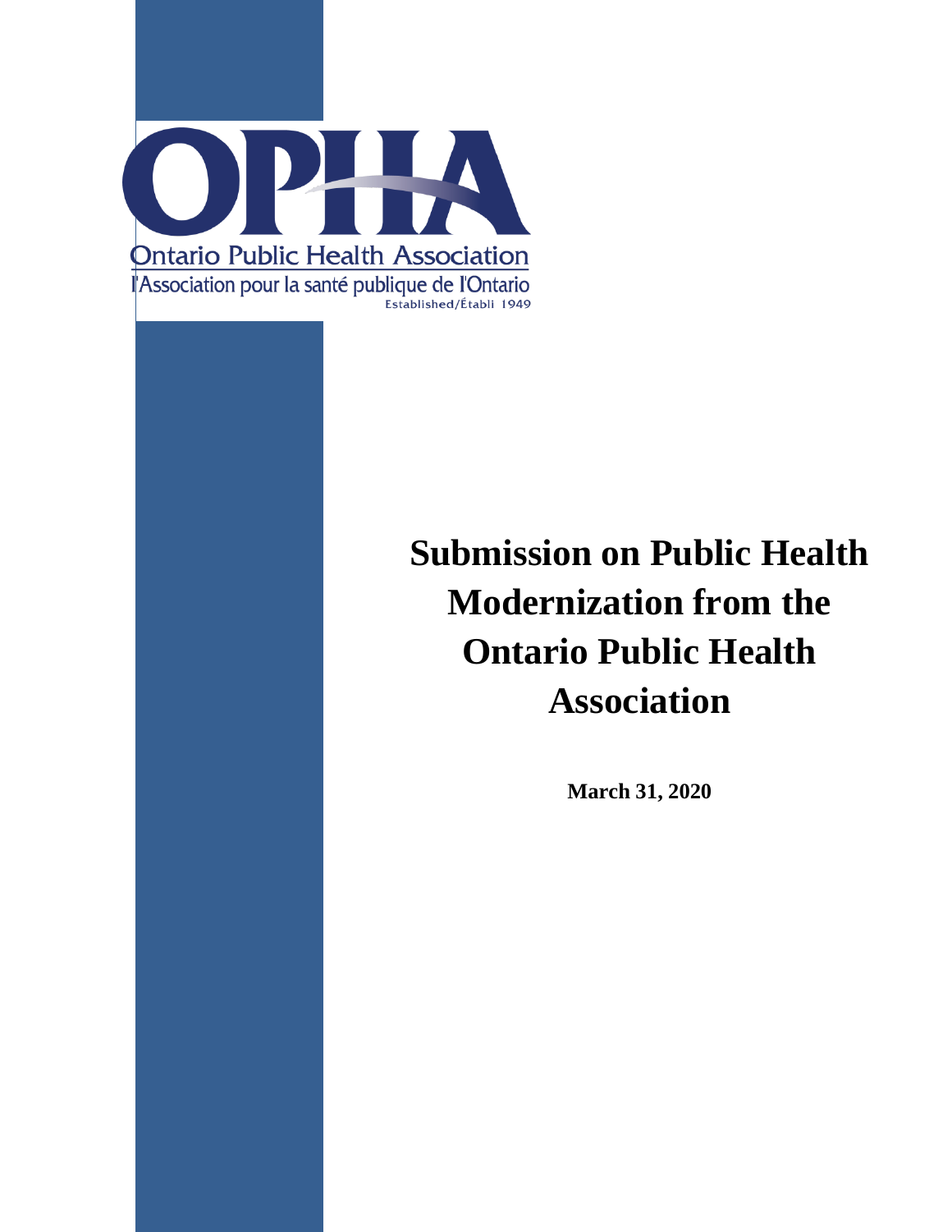OPHA

Ontario Public Health Association

l'Association pour la santé publique de l'Ontario

Established/Établi 1949

# Submission on Public Health Modernization from the Ontario Public Health Association

**March 31, 2020**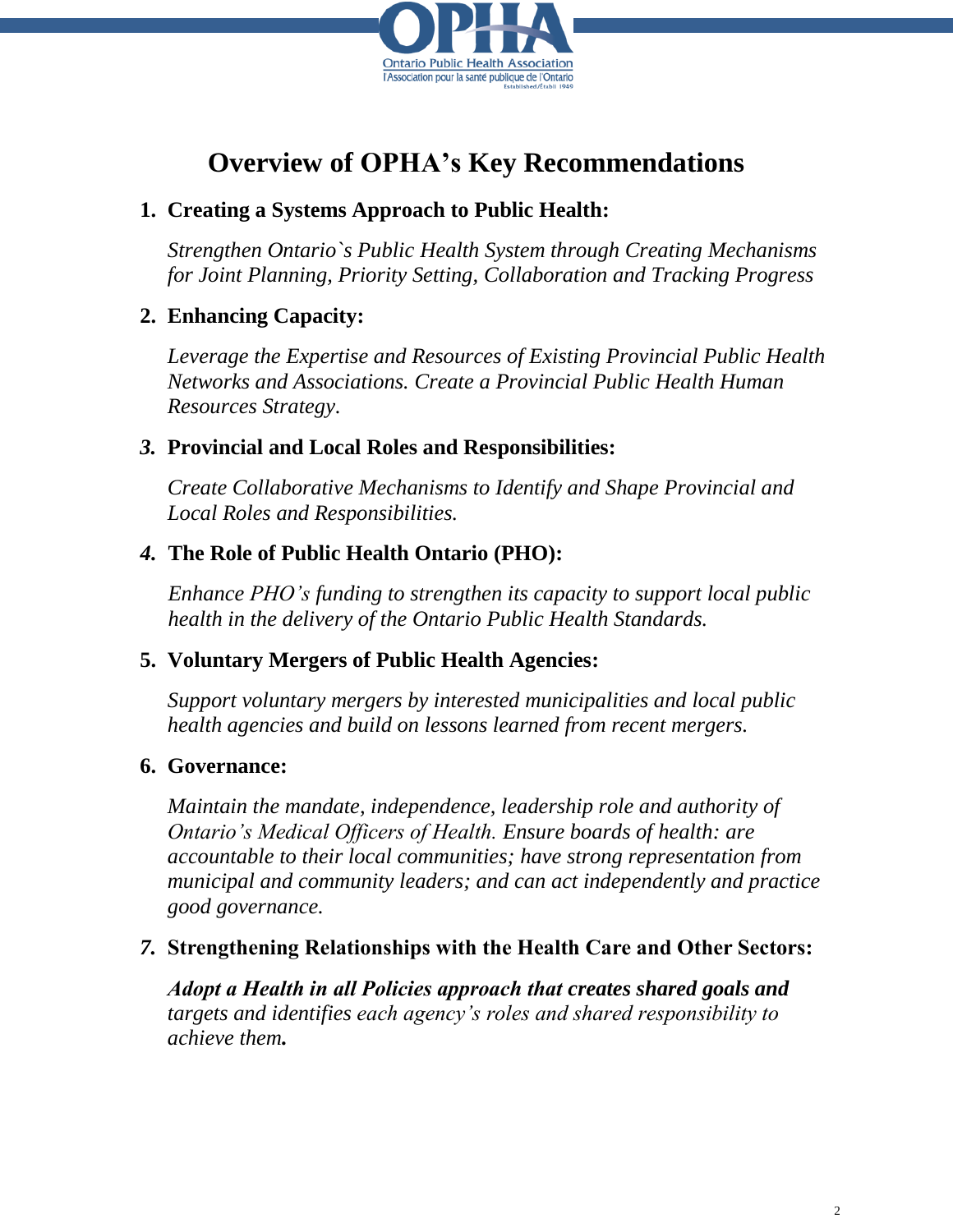# Overview of OPHA's Key Recommendations

1. **Creating a Systems Approach to Public Health:**

   *Strengthen Ontario`s Public Health System through Creating Mechanisms for Joint Planning, Priority Setting, Collaboration and Tracking Progress*

2. **Enhancing Capacity:**

   *Leverage the Expertise and Resources of Existing Provincial Public Health Networks and Associations. Create a Provincial Public Health Human Resources Strategy.*

3. **Provincial and Local Roles and Responsibilities:**

   *Create Collaborative Mechanisms to Identify and Shape Provincial and Local Roles and Responsibilities.*

4. **The Role of Public Health Ontario (PHO):**

   *Enhance PHO's funding to strengthen its capacity to support local public health in the delivery of the Ontario Public Health Standards.*

5. **Voluntary Mergers of Public Health Agencies:**

   *Support voluntary mergers by interested municipalities and local public health agencies and build on lessons learned from recent mergers.*

6. **Governance:**

   *Maintain the mandate, independence, leadership role and authority of Ontario's Medical Officers of Health. Ensure boards of health: are accountable to their local communities; have strong representation from municipal and community leaders; and can act independently and practice good governance.*

7. **Strengthening Relationships with the Health Care and Other Sectors:**

   ***Adopt a Health in all Policies approach that creates shared goals and*** *targets and identifies each agency's roles and shared responsibility to achieve them.*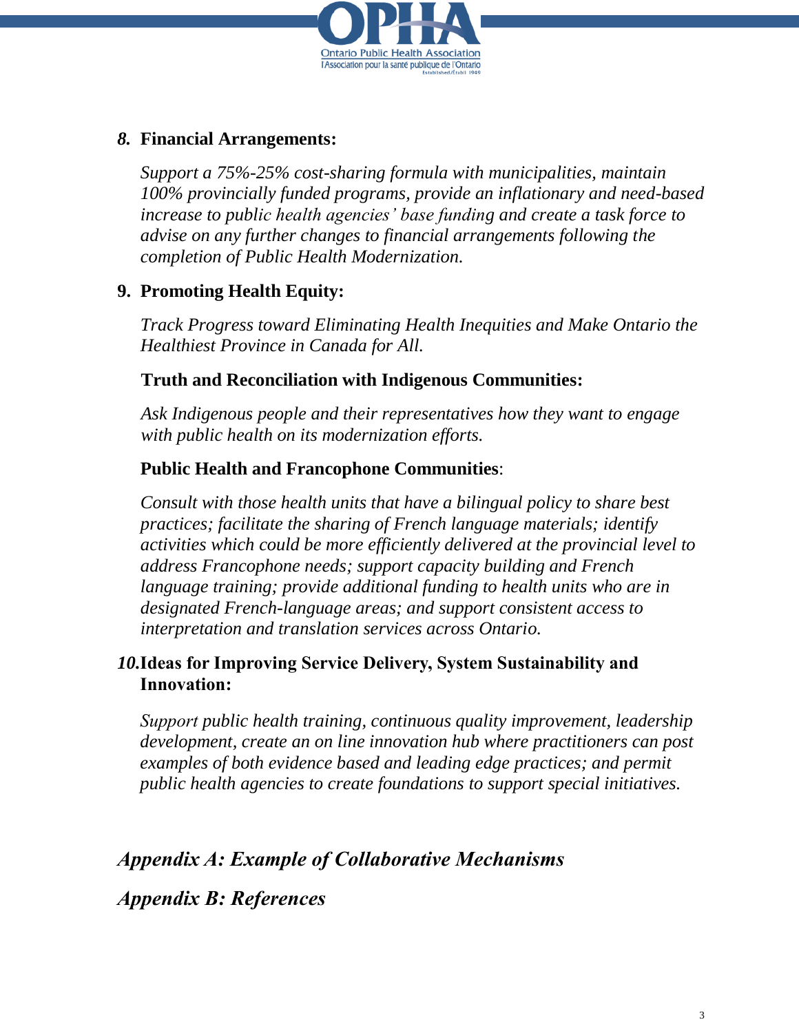## *8.* Financial Arrangements:

*Support a 75%-25% cost-sharing formula with municipalities, maintain 100% provincially funded programs, provide an inflationary and need-based increase to public health agencies' base funding and create a task force to advise on any further changes to financial arrangements following the completion of Public Health Modernization.*

## 9. Promoting Health Equity:

*Track Progress toward Eliminating Health Inequities and Make Ontario the Healthiest Province in Canada for All.*

### Truth and Reconciliation with Indigenous Communities:

*Ask Indigenous people and their representatives how they want to engage with public health on its modernization efforts.*

### Public Health and Francophone Communities:

*Consult with those health units that have a bilingual policy to share best practices; facilitate the sharing of French language materials; identify activities which could be more efficiently delivered at the provincial level to address Francophone needs; support capacity building and French language training; provide additional funding to health units who are in designated French-language areas; and support consistent access to interpretation and translation services across Ontario.*

## *10.* Ideas for Improving Service Delivery, System Sustainability and Innovation:

*Support public health training, continuous quality improvement, leadership development, create an on line innovation hub where practitioners can post examples of both evidence based and leading edge practices; and permit public health agencies to create foundations to support special initiatives.*

## *Appendix A: Example of Collaborative Mechanisms*

## *Appendix B: References*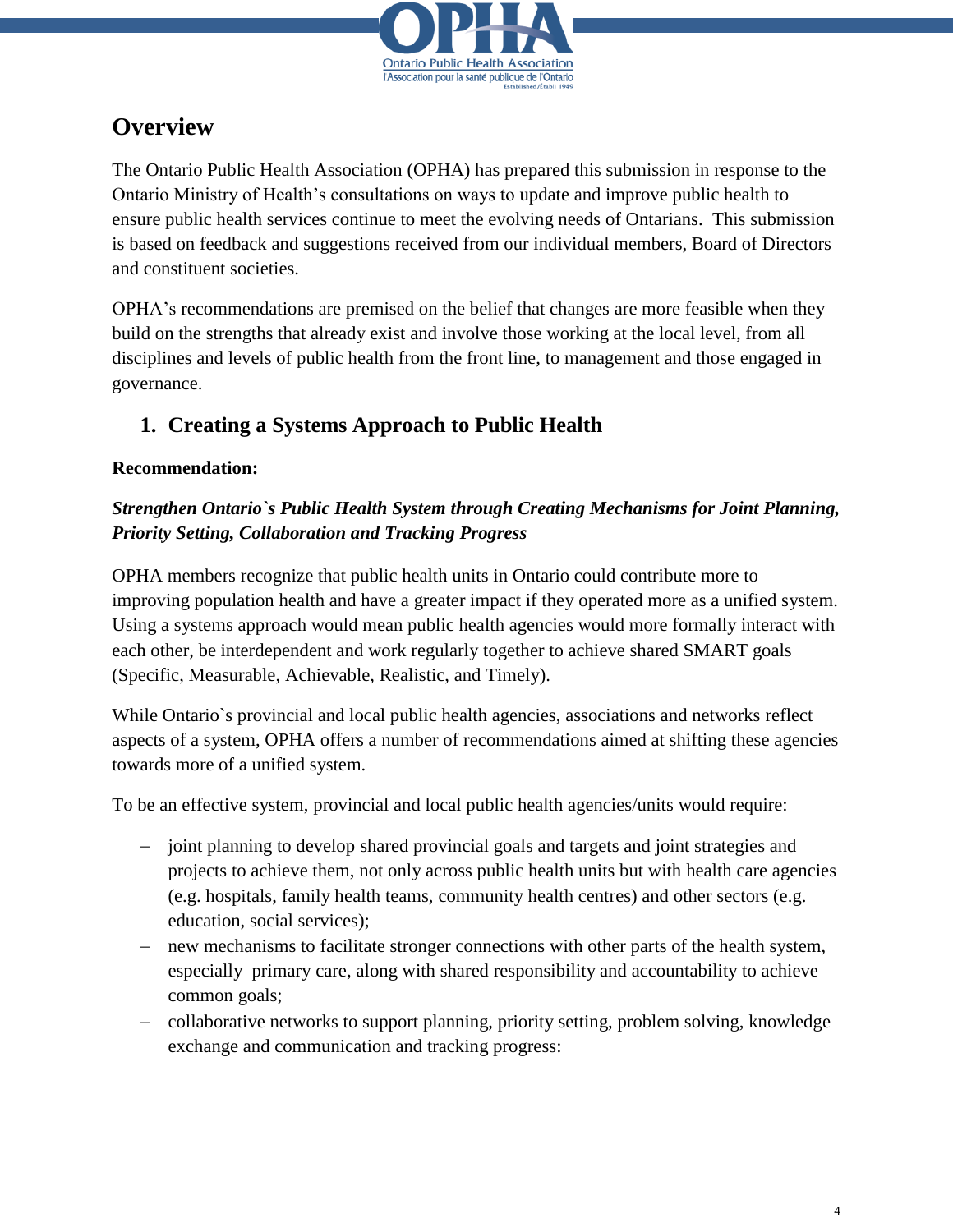## Overview

The Ontario Public Health Association (OPHA) has prepared this submission in response to the Ontario Ministry of Health's consultations on ways to update and improve public health to ensure public health services continue to meet the evolving needs of Ontarians. This submission is based on feedback and suggestions received from our individual members, Board of Directors and constituent societies.

OPHA's recommendations are premised on the belief that changes are more feasible when they build on the strengths that already exist and involve those working at the local level, from all disciplines and levels of public health from the front line, to management and those engaged in governance.

### 1. Creating a Systems Approach to Public Health

**Recommendation:**

***Strengthen Ontario`s Public Health System through Creating Mechanisms for Joint Planning, Priority Setting, Collaboration and Tracking Progress***

OPHA members recognize that public health units in Ontario could contribute more to improving population health and have a greater impact if they operated more as a unified system. Using a systems approach would mean public health agencies would more formally interact with each other, be interdependent and work regularly together to achieve shared SMART goals (Specific, Measurable, Achievable, Realistic, and Timely).

While Ontario`s provincial and local public health agencies, associations and networks reflect aspects of a system, OPHA offers a number of recommendations aimed at shifting these agencies towards more of a unified system.

To be an effective system, provincial and local public health agencies/units would require:

- joint planning to develop shared provincial goals and targets and joint strategies and projects to achieve them, not only across public health units but with health care agencies (e.g. hospitals, family health teams, community health centres) and other sectors (e.g. education, social services);
- new mechanisms to facilitate stronger connections with other parts of the health system, especially primary care, along with shared responsibility and accountability to achieve common goals;
- collaborative networks to support planning, priority setting, problem solving, knowledge exchange and communication and tracking progress: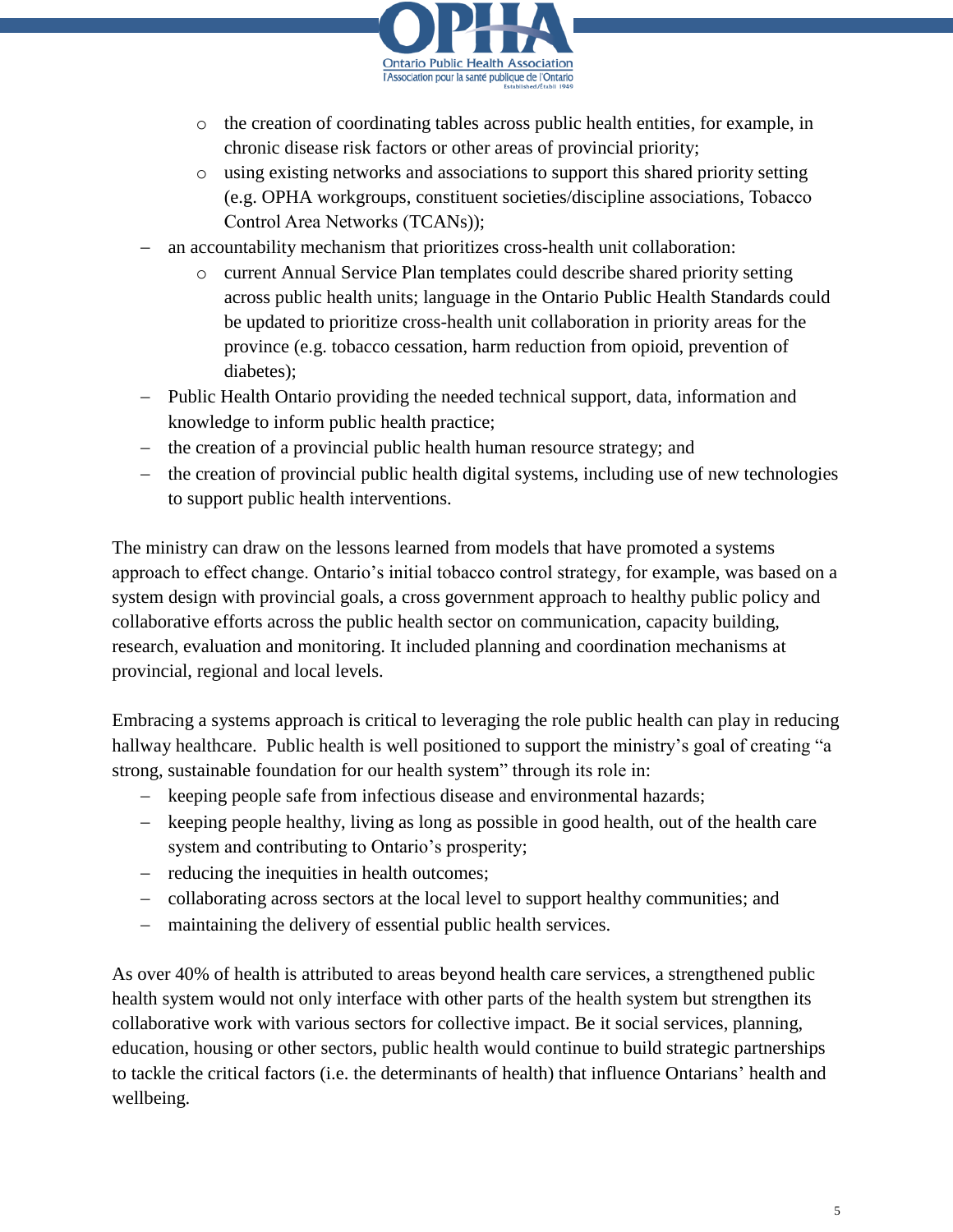- the creation of coordinating tables across public health entities, for example, in chronic disease risk factors or other areas of provincial priority;
    - using existing networks and associations to support this shared priority setting (e.g. OPHA workgroups, constituent societies/discipline associations, Tobacco Control Area Networks (TCANs));
- an accountability mechanism that prioritizes cross-health unit collaboration:
    - current Annual Service Plan templates could describe shared priority setting across public health units; language in the Ontario Public Health Standards could be updated to prioritize cross-health unit collaboration in priority areas for the province (e.g. tobacco cessation, harm reduction from opioid, prevention of diabetes);
- Public Health Ontario providing the needed technical support, data, information and knowledge to inform public health practice;
- the creation of a provincial public health human resource strategy; and
- the creation of provincial public health digital systems, including use of new technologies to support public health interventions.

The ministry can draw on the lessons learned from models that have promoted a systems approach to effect change. Ontario's initial tobacco control strategy, for example, was based on a system design with provincial goals, a cross government approach to healthy public policy and collaborative efforts across the public health sector on communication, capacity building, research, evaluation and monitoring. It included planning and coordination mechanisms at provincial, regional and local levels.

Embracing a systems approach is critical to leveraging the role public health can play in reducing hallway healthcare. Public health is well positioned to support the ministry's goal of creating "a strong, sustainable foundation for our health system" through its role in:

- keeping people safe from infectious disease and environmental hazards;
- keeping people healthy, living as long as possible in good health, out of the health care system and contributing to Ontario's prosperity;
- reducing the inequities in health outcomes;
- collaborating across sectors at the local level to support healthy communities; and
- maintaining the delivery of essential public health services.

As over 40% of health is attributed to areas beyond health care services, a strengthened public health system would not only interface with other parts of the health system but strengthen its collaborative work with various sectors for collective impact. Be it social services, planning, education, housing or other sectors, public health would continue to build strategic partnerships to tackle the critical factors (i.e. the determinants of health) that influence Ontarians' health and wellbeing.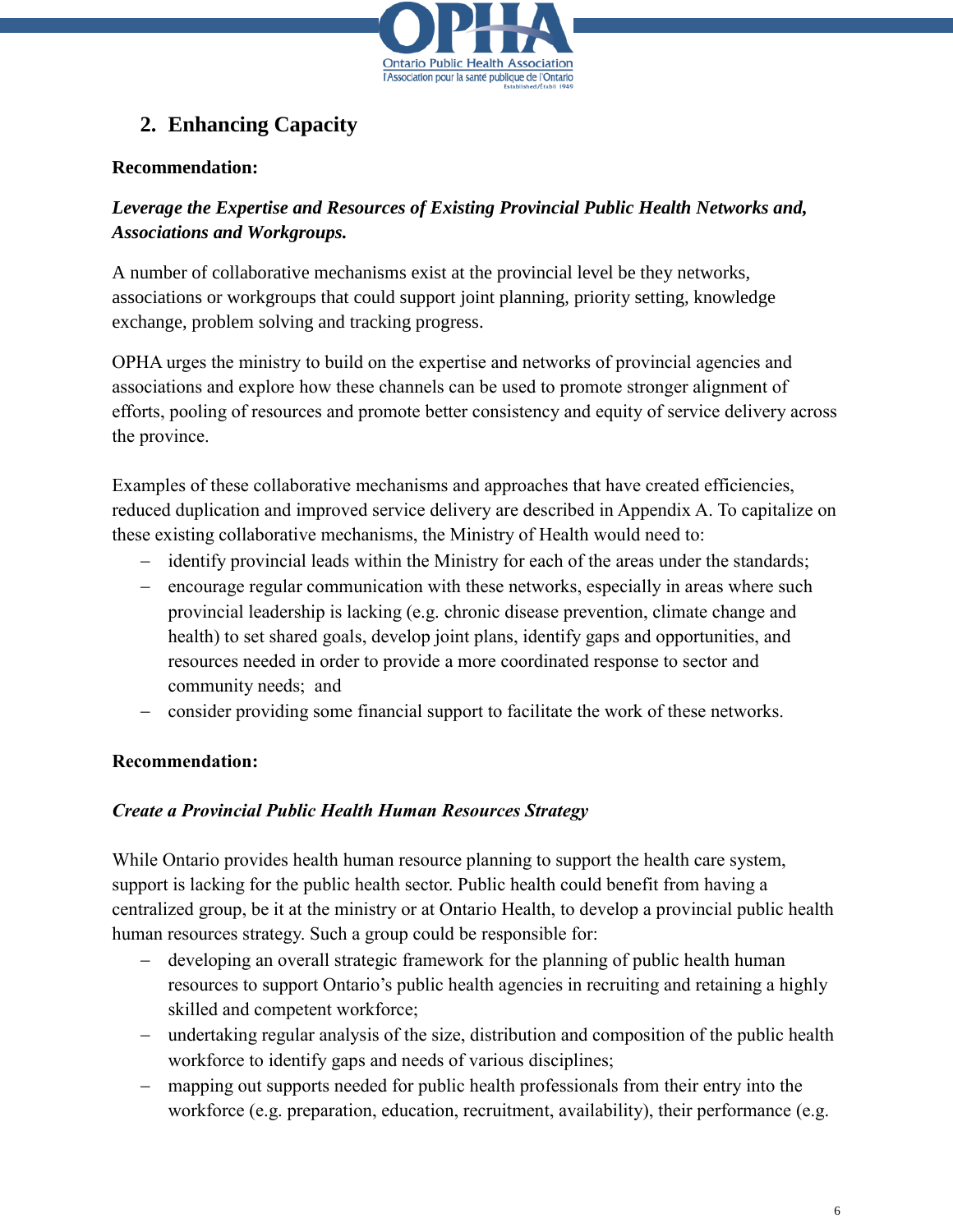## 2. Enhancing Capacity

**Recommendation:**

***Leverage the Expertise and Resources of Existing Provincial Public Health Networks and, Associations and Workgroups.***

A number of collaborative mechanisms exist at the provincial level be they networks, associations or workgroups that could support joint planning, priority setting, knowledge exchange, problem solving and tracking progress.

OPHA urges the ministry to build on the expertise and networks of provincial agencies and associations and explore how these channels can be used to promote stronger alignment of efforts, pooling of resources and promote better consistency and equity of service delivery across the province.

Examples of these collaborative mechanisms and approaches that have created efficiencies, reduced duplication and improved service delivery are described in Appendix A. To capitalize on these existing collaborative mechanisms, the Ministry of Health would need to:

- identify provincial leads within the Ministry for each of the areas under the standards;
- encourage regular communication with these networks, especially in areas where such provincial leadership is lacking (e.g. chronic disease prevention, climate change and health) to set shared goals, develop joint plans, identify gaps and opportunities, and resources needed in order to provide a more coordinated response to sector and community needs; and
- consider providing some financial support to facilitate the work of these networks.

**Recommendation:**

***Create a Provincial Public Health Human Resources Strategy***

While Ontario provides health human resource planning to support the health care system, support is lacking for the public health sector. Public health could benefit from having a centralized group, be it at the ministry or at Ontario Health, to develop a provincial public health human resources strategy. Such a group could be responsible for:

- developing an overall strategic framework for the planning of public health human resources to support Ontario's public health agencies in recruiting and retaining a highly skilled and competent workforce;
- undertaking regular analysis of the size, distribution and composition of the public health workforce to identify gaps and needs of various disciplines;
- mapping out supports needed for public health professionals from their entry into the workforce (e.g. preparation, education, recruitment, availability), their performance (e.g.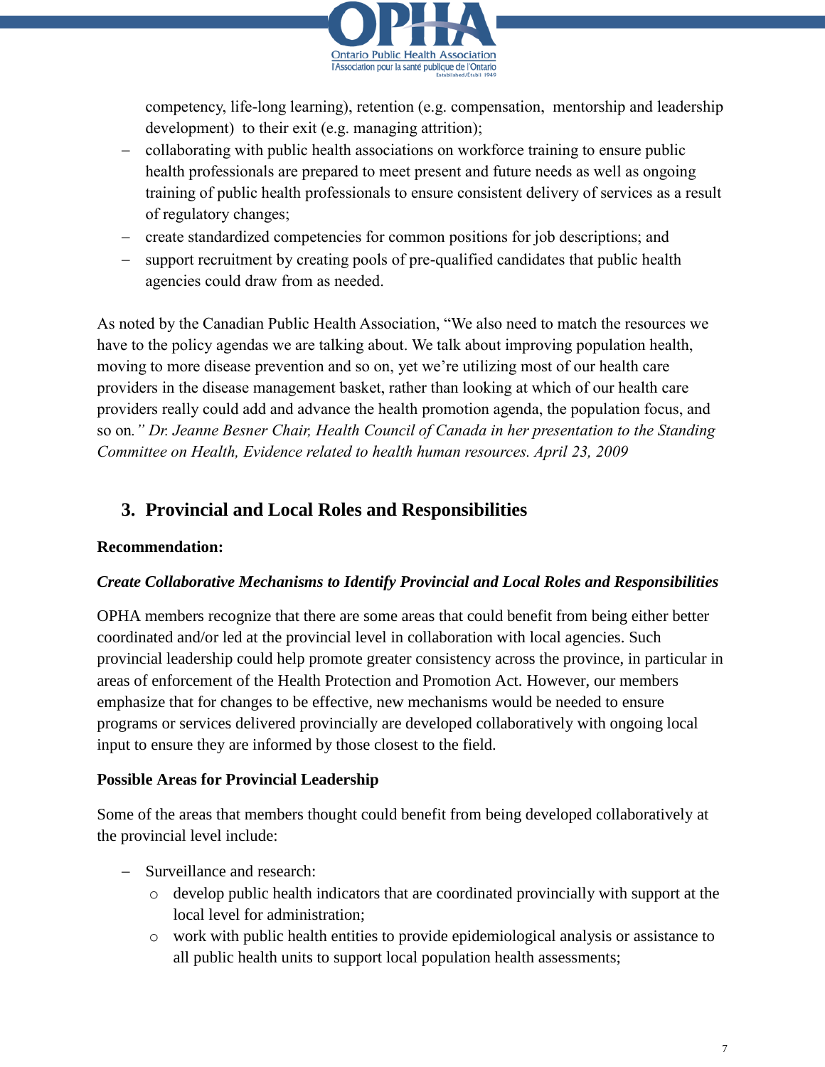competency, life-long learning), retention (e.g. compensation, mentorship and leadership development) to their exit (e.g. managing attrition);

- collaborating with public health associations on workforce training to ensure public health professionals are prepared to meet present and future needs as well as ongoing training of public health professionals to ensure consistent delivery of services as a result of regulatory changes;
- create standardized competencies for common positions for job descriptions; and
- support recruitment by creating pools of pre-qualified candidates that public health agencies could draw from as needed.

As noted by the Canadian Public Health Association, "We also need to match the resources we have to the policy agendas we are talking about. We talk about improving population health, moving to more disease prevention and so on, yet we're utilizing most of our health care providers in the disease management basket, rather than looking at which of our health care providers really could add and advance the health promotion agenda, the population focus, and so on*." Dr. Jeanne Besner Chair, Health Council of Canada in her presentation to the Standing Committee on Health, Evidence related to health human resources. April 23, 2009*

## 3. Provincial and Local Roles and Responsibilities

**Recommendation:**

***Create Collaborative Mechanisms to Identify Provincial and Local Roles and Responsibilities***

OPHA members recognize that there are some areas that could benefit from being either better coordinated and/or led at the provincial level in collaboration with local agencies. Such provincial leadership could help promote greater consistency across the province, in particular in areas of enforcement of the Health Protection and Promotion Act. However, our members emphasize that for changes to be effective, new mechanisms would be needed to ensure programs or services delivered provincially are developed collaboratively with ongoing local input to ensure they are informed by those closest to the field.

**Possible Areas for Provincial Leadership**

Some of the areas that members thought could benefit from being developed collaboratively at the provincial level include:

- Surveillance and research:
  - develop public health indicators that are coordinated provincially with support at the local level for administration;
  - work with public health entities to provide epidemiological analysis or assistance to all public health units to support local population health assessments;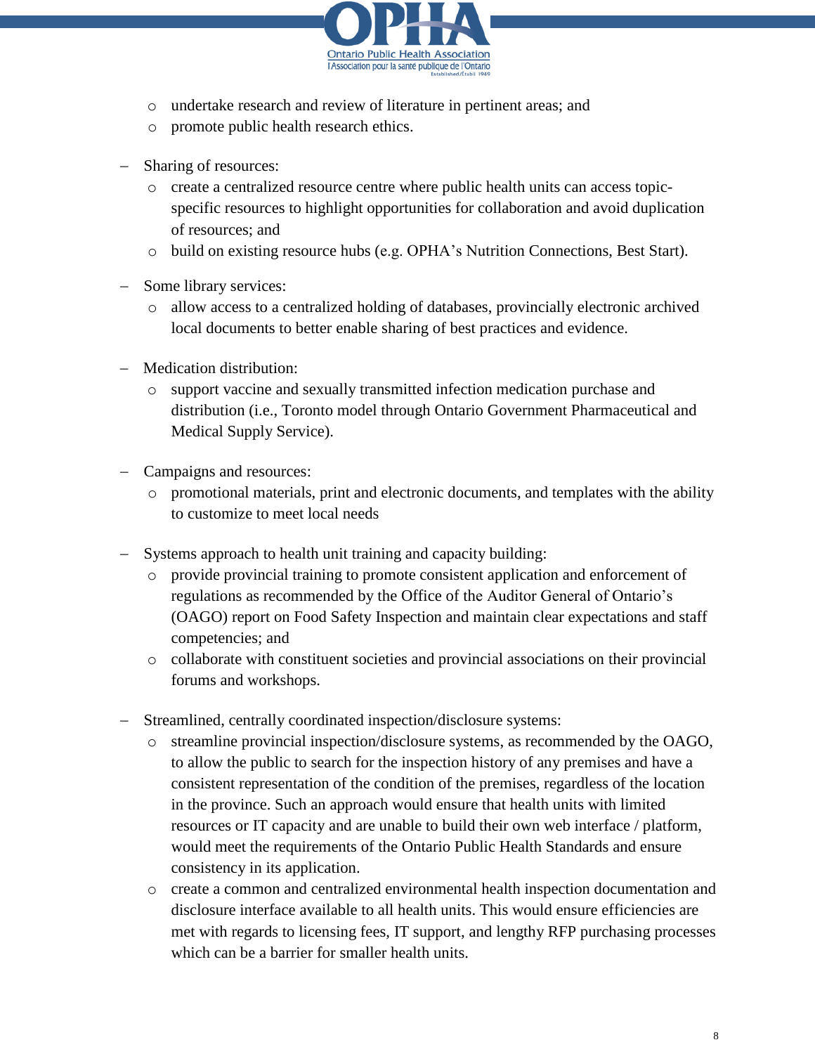- undertake research and review of literature in pertinent areas; and
  - promote public health research ethics.

- Sharing of resources:
  - create a centralized resource centre where public health units can access topic-specific resources to highlight opportunities for collaboration and avoid duplication of resources; and
  - build on existing resource hubs (e.g. OPHA's Nutrition Connections, Best Start).

- Some library services:
  - allow access to a centralized holding of databases, provincially electronic archived local documents to better enable sharing of best practices and evidence.

- Medication distribution:
  - support vaccine and sexually transmitted infection medication purchase and distribution (i.e., Toronto model through Ontario Government Pharmaceutical and Medical Supply Service).

- Campaigns and resources:
  - promotional materials, print and electronic documents, and templates with the ability to customize to meet local needs

- Systems approach to health unit training and capacity building:
  - provide provincial training to promote consistent application and enforcement of regulations as recommended by the Office of the Auditor General of Ontario's (OAGO) report on Food Safety Inspection and maintain clear expectations and staff competencies; and
  - collaborate with constituent societies and provincial associations on their provincial forums and workshops.

- Streamlined, centrally coordinated inspection/disclosure systems:
  - streamline provincial inspection/disclosure systems, as recommended by the OAGO, to allow the public to search for the inspection history of any premises and have a consistent representation of the condition of the premises, regardless of the location in the province. Such an approach would ensure that health units with limited resources or IT capacity and are unable to build their own web interface / platform, would meet the requirements of the Ontario Public Health Standards and ensure consistency in its application.
  - create a common and centralized environmental health inspection documentation and disclosure interface available to all health units. This would ensure efficiencies are met with regards to licensing fees, IT support, and lengthy RFP purchasing processes which can be a barrier for smaller health units.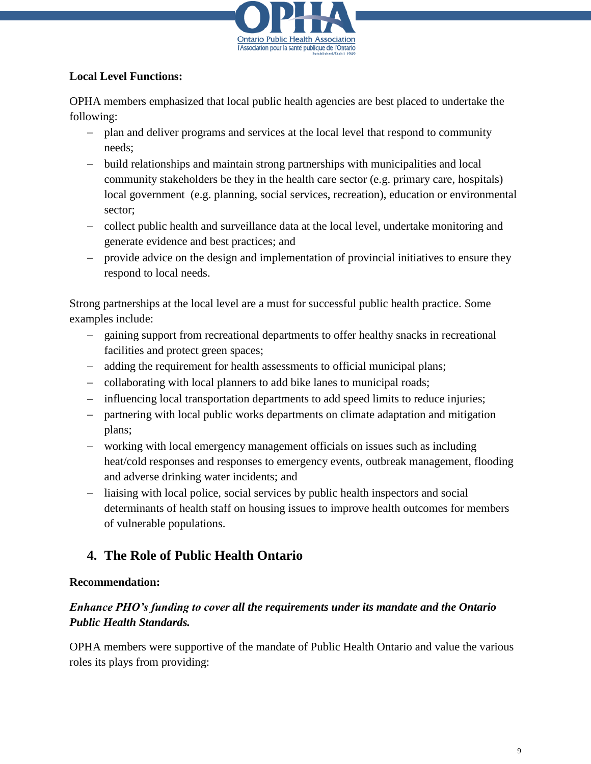**Local Level Functions:**

OPHA members emphasized that local public health agencies are best placed to undertake the following:

- plan and deliver programs and services at the local level that respond to community needs;
- build relationships and maintain strong partnerships with municipalities and local community stakeholders be they in the health care sector (e.g. primary care, hospitals) local government (e.g. planning, social services, recreation), education or environmental sector;
- collect public health and surveillance data at the local level, undertake monitoring and generate evidence and best practices; and
- provide advice on the design and implementation of provincial initiatives to ensure they respond to local needs.

Strong partnerships at the local level are a must for successful public health practice. Some examples include:

- gaining support from recreational departments to offer healthy snacks in recreational facilities and protect green spaces;
- adding the requirement for health assessments to official municipal plans;
- collaborating with local planners to add bike lanes to municipal roads;
- influencing local transportation departments to add speed limits to reduce injuries;
- partnering with local public works departments on climate adaptation and mitigation plans;
- working with local emergency management officials on issues such as including heat/cold responses and responses to emergency events, outbreak management, flooding and adverse drinking water incidents; and
- liaising with local police, social services by public health inspectors and social determinants of health staff on housing issues to improve health outcomes for members of vulnerable populations.

## 4. The Role of Public Health Ontario

**Recommendation:**

***Enhance PHO's funding to cover all the requirements under its mandate and the Ontario Public Health Standards.***

OPHA members were supportive of the mandate of Public Health Ontario and value the various roles its plays from providing: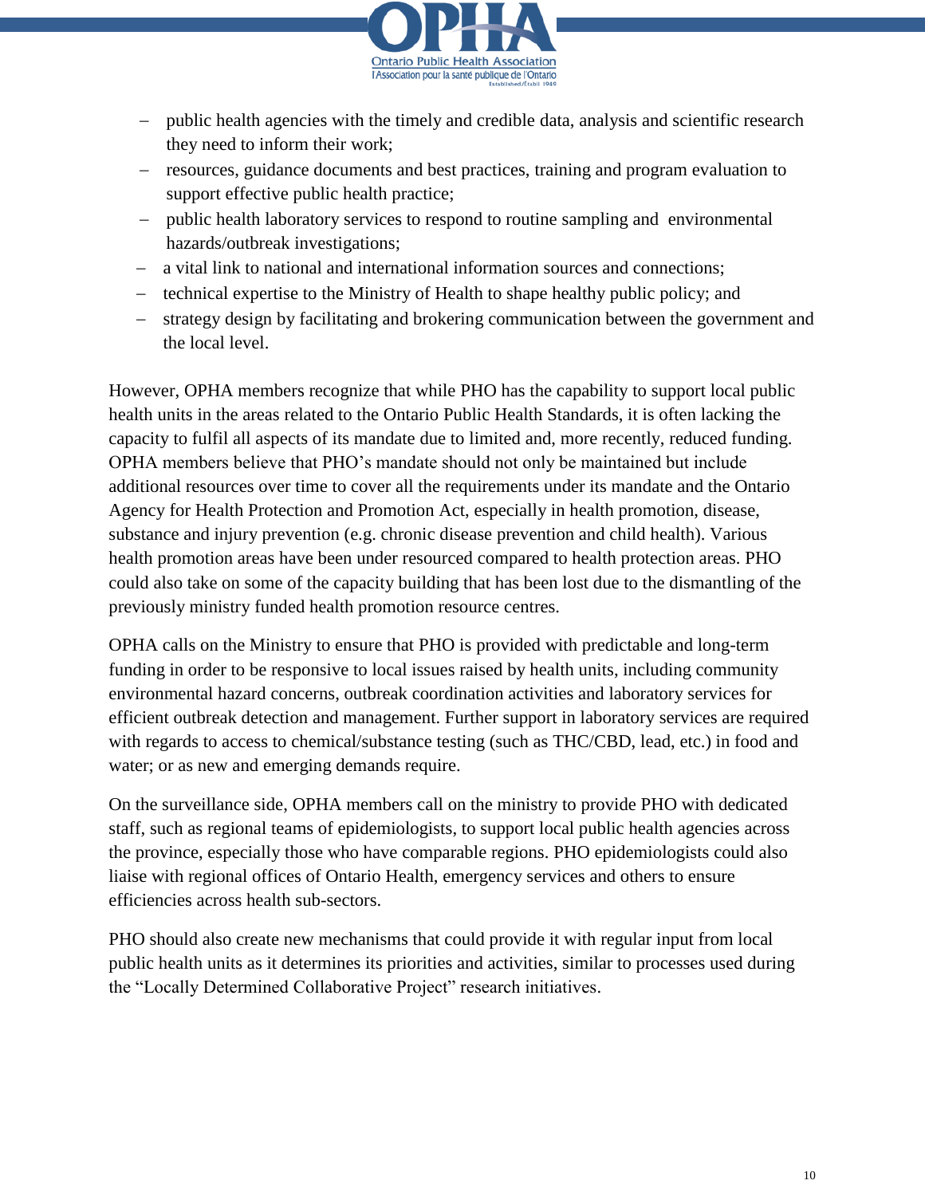- public health agencies with the timely and credible data, analysis and scientific research they need to inform their work;
- resources, guidance documents and best practices, training and program evaluation to support effective public health practice;
- public health laboratory services to respond to routine sampling and environmental hazards/outbreak investigations;
- a vital link to national and international information sources and connections;
- technical expertise to the Ministry of Health to shape healthy public policy; and
- strategy design by facilitating and brokering communication between the government and the local level.

However, OPHA members recognize that while PHO has the capability to support local public health units in the areas related to the Ontario Public Health Standards, it is often lacking the capacity to fulfil all aspects of its mandate due to limited and, more recently, reduced funding. OPHA members believe that PHO's mandate should not only be maintained but include additional resources over time to cover all the requirements under its mandate and the Ontario Agency for Health Protection and Promotion Act, especially in health promotion, disease, substance and injury prevention (e.g. chronic disease prevention and child health). Various health promotion areas have been under resourced compared to health protection areas. PHO could also take on some of the capacity building that has been lost due to the dismantling of the previously ministry funded health promotion resource centres.

OPHA calls on the Ministry to ensure that PHO is provided with predictable and long-term funding in order to be responsive to local issues raised by health units, including community environmental hazard concerns, outbreak coordination activities and laboratory services for efficient outbreak detection and management. Further support in laboratory services are required with regards to access to chemical/substance testing (such as THC/CBD, lead, etc.) in food and water; or as new and emerging demands require.

On the surveillance side, OPHA members call on the ministry to provide PHO with dedicated staff, such as regional teams of epidemiologists, to support local public health agencies across the province, especially those who have comparable regions. PHO epidemiologists could also liaise with regional offices of Ontario Health, emergency services and others to ensure efficiencies across health sub-sectors.

PHO should also create new mechanisms that could provide it with regular input from local public health units as it determines its priorities and activities, similar to processes used during the "Locally Determined Collaborative Project" research initiatives.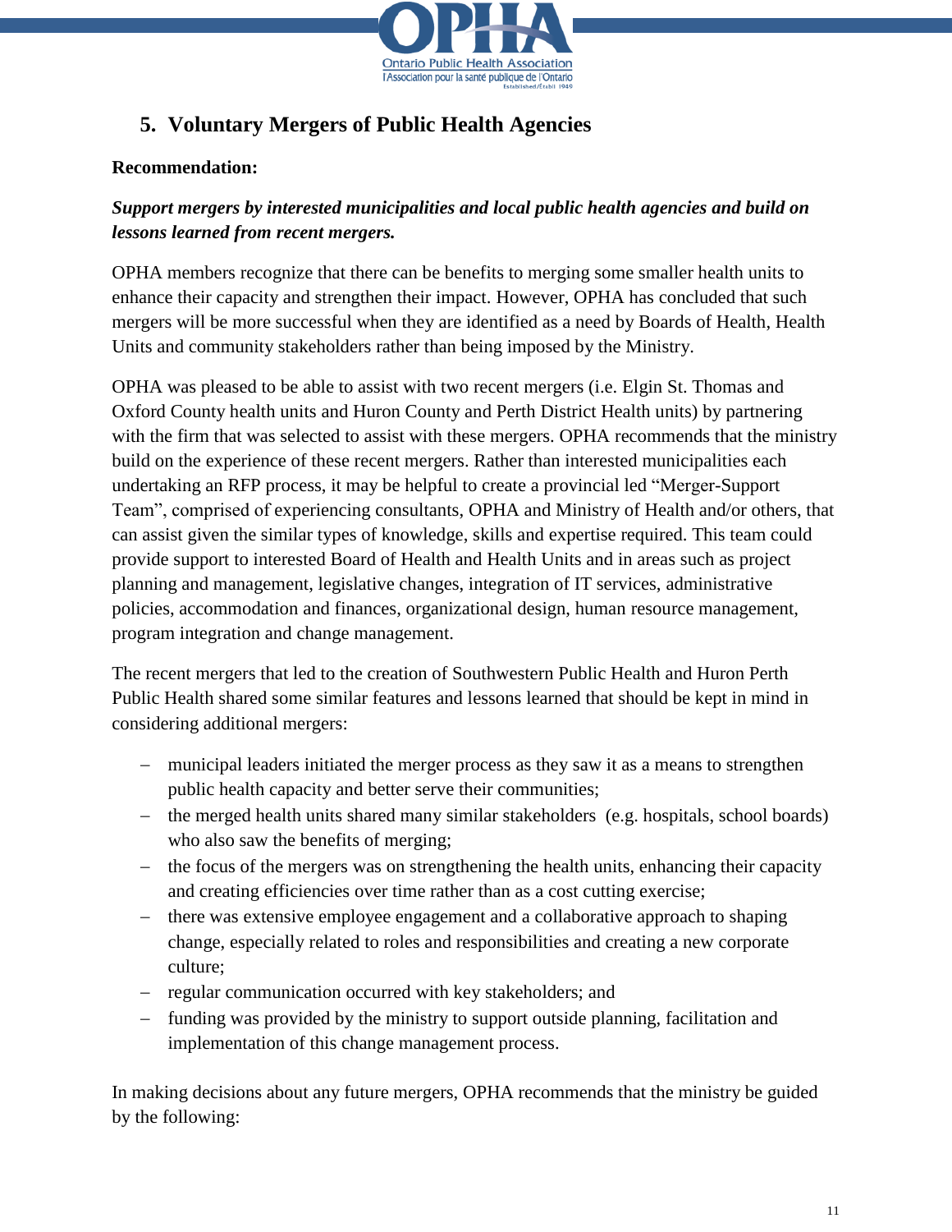## 5. Voluntary Mergers of Public Health Agencies

**Recommendation:**

***Support mergers by interested municipalities and local public health agencies and build on lessons learned from recent mergers.***

OPHA members recognize that there can be benefits to merging some smaller health units to enhance their capacity and strengthen their impact. However, OPHA has concluded that such mergers will be more successful when they are identified as a need by Boards of Health, Health Units and community stakeholders rather than being imposed by the Ministry.

OPHA was pleased to be able to assist with two recent mergers (i.e. Elgin St. Thomas and Oxford County health units and Huron County and Perth District Health units) by partnering with the firm that was selected to assist with these mergers. OPHA recommends that the ministry build on the experience of these recent mergers. Rather than interested municipalities each undertaking an RFP process, it may be helpful to create a provincial led "Merger-Support Team", comprised of experiencing consultants, OPHA and Ministry of Health and/or others, that can assist given the similar types of knowledge, skills and expertise required. This team could provide support to interested Board of Health and Health Units and in areas such as project planning and management, legislative changes, integration of IT services, administrative policies, accommodation and finances, organizational design, human resource management, program integration and change management.

The recent mergers that led to the creation of Southwestern Public Health and Huron Perth Public Health shared some similar features and lessons learned that should be kept in mind in considering additional mergers:

- municipal leaders initiated the merger process as they saw it as a means to strengthen public health capacity and better serve their communities;
- the merged health units shared many similar stakeholders (e.g. hospitals, school boards) who also saw the benefits of merging;
- the focus of the mergers was on strengthening the health units, enhancing their capacity and creating efficiencies over time rather than as a cost cutting exercise;
- there was extensive employee engagement and a collaborative approach to shaping change, especially related to roles and responsibilities and creating a new corporate culture;
- regular communication occurred with key stakeholders; and
- funding was provided by the ministry to support outside planning, facilitation and implementation of this change management process.

In making decisions about any future mergers, OPHA recommends that the ministry be guided by the following: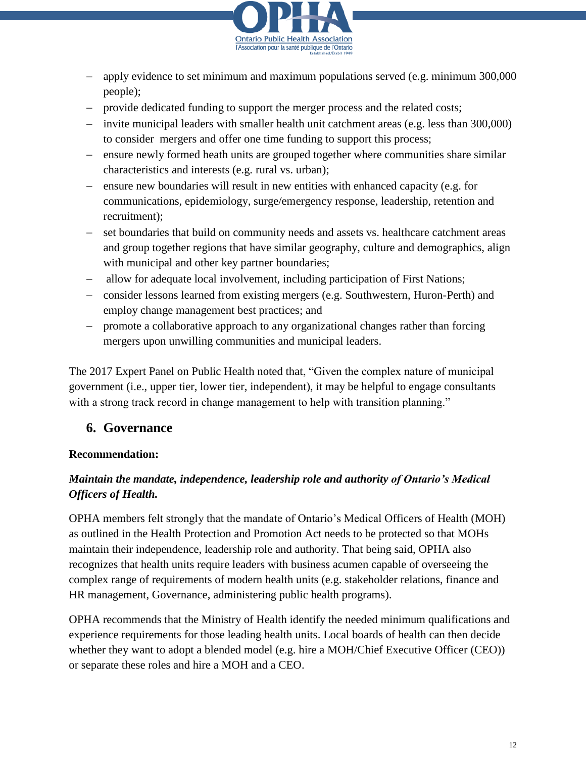- apply evidence to set minimum and maximum populations served (e.g. minimum 300,000 people);
- provide dedicated funding to support the merger process and the related costs;
- invite municipal leaders with smaller health unit catchment areas (e.g. less than 300,000) to consider mergers and offer one time funding to support this process;
- ensure newly formed heath units are grouped together where communities share similar characteristics and interests (e.g. rural vs. urban);
- ensure new boundaries will result in new entities with enhanced capacity (e.g. for communications, epidemiology, surge/emergency response, leadership, retention and recruitment);
- set boundaries that build on community needs and assets vs. healthcare catchment areas and group together regions that have similar geography, culture and demographics, align with municipal and other key partner boundaries;
- allow for adequate local involvement, including participation of First Nations;
- consider lessons learned from existing mergers (e.g. Southwestern, Huron-Perth) and employ change management best practices; and
- promote a collaborative approach to any organizational changes rather than forcing mergers upon unwilling communities and municipal leaders.

The 2017 Expert Panel on Public Health noted that, "Given the complex nature of municipal government (i.e., upper tier, lower tier, independent), it may be helpful to engage consultants with a strong track record in change management to help with transition planning."

## 6. Governance

**Recommendation:**

***Maintain the mandate, independence, leadership role and authority of Ontario's Medical Officers of Health.***

OPHA members felt strongly that the mandate of Ontario's Medical Officers of Health (MOH) as outlined in the Health Protection and Promotion Act needs to be protected so that MOHs maintain their independence, leadership role and authority. That being said, OPHA also recognizes that health units require leaders with business acumen capable of overseeing the complex range of requirements of modern health units (e.g. stakeholder relations, finance and HR management, Governance, administering public health programs).

OPHA recommends that the Ministry of Health identify the needed minimum qualifications and experience requirements for those leading health units. Local boards of health can then decide whether they want to adopt a blended model (e.g. hire a MOH/Chief Executive Officer (CEO)) or separate these roles and hire a MOH and a CEO.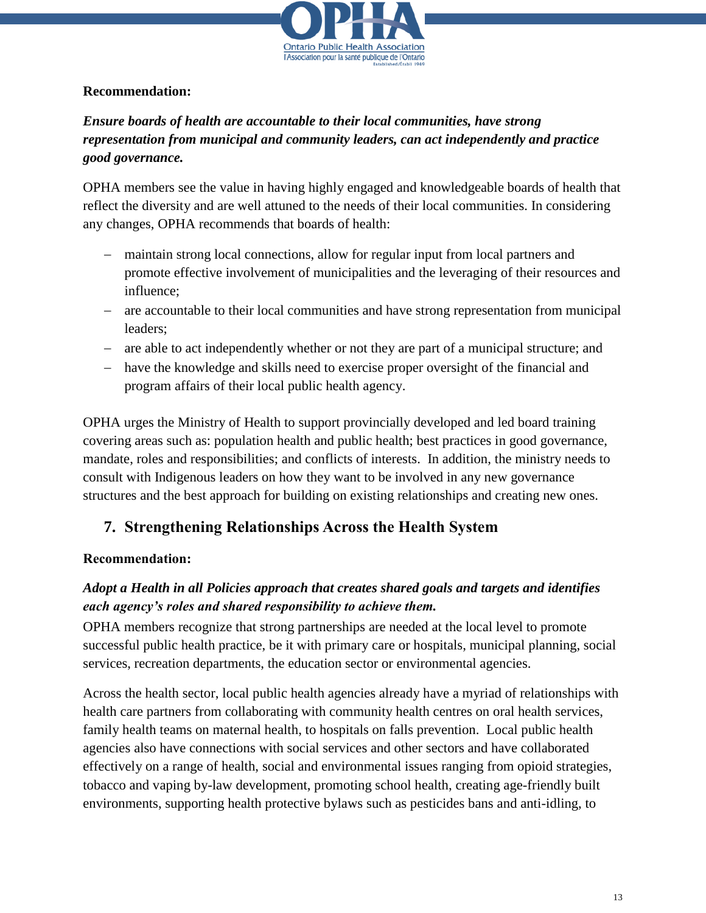**Recommendation:**

***Ensure boards of health are accountable to their local communities, have strong representation from municipal and community leaders, can act independently and practice good governance.***

OPHA members see the value in having highly engaged and knowledgeable boards of health that reflect the diversity and are well attuned to the needs of their local communities. In considering any changes, OPHA recommends that boards of health:

- maintain strong local connections, allow for regular input from local partners and promote effective involvement of municipalities and the leveraging of their resources and influence;
- are accountable to their local communities and have strong representation from municipal leaders;
- are able to act independently whether or not they are part of a municipal structure; and
- have the knowledge and skills need to exercise proper oversight of the financial and program affairs of their local public health agency.

OPHA urges the Ministry of Health to support provincially developed and led board training covering areas such as: population health and public health; best practices in good governance, mandate, roles and responsibilities; and conflicts of interests. In addition, the ministry needs to consult with Indigenous leaders on how they want to be involved in any new governance structures and the best approach for building on existing relationships and creating new ones.

## 7. Strengthening Relationships Across the Health System

**Recommendation:**

***Adopt a Health in all Policies approach that creates shared goals and targets and identifies each agency's roles and shared responsibility to achieve them.***

OPHA members recognize that strong partnerships are needed at the local level to promote successful public health practice, be it with primary care or hospitals, municipal planning, social services, recreation departments, the education sector or environmental agencies.

Across the health sector, local public health agencies already have a myriad of relationships with health care partners from collaborating with community health centres on oral health services, family health teams on maternal health, to hospitals on falls prevention. Local public health agencies also have connections with social services and other sectors and have collaborated effectively on a range of health, social and environmental issues ranging from opioid strategies, tobacco and vaping by-law development, promoting school health, creating age-friendly built environments, supporting health protective bylaws such as pesticides bans and anti-idling, to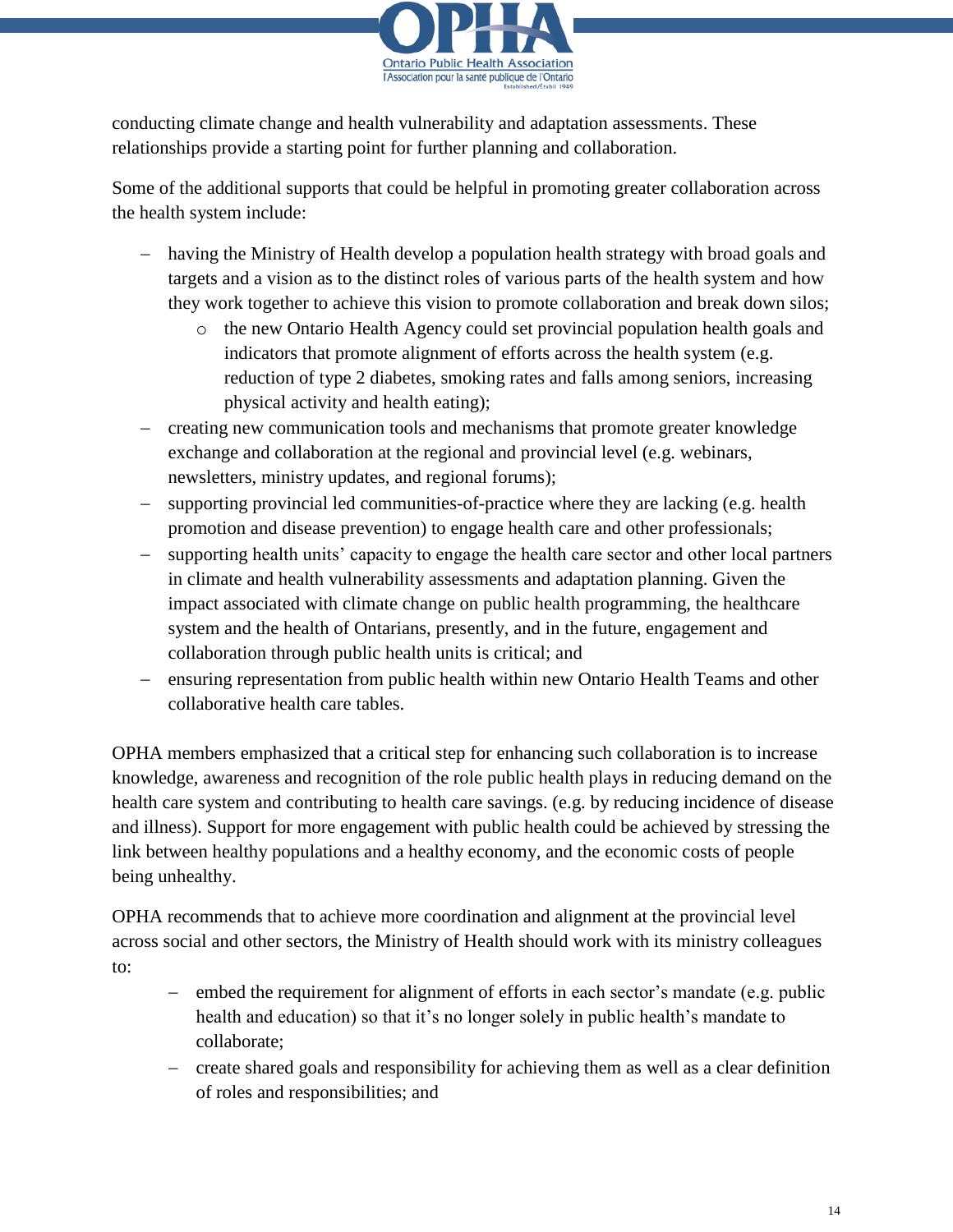conducting climate change and health vulnerability and adaptation assessments. These relationships provide a starting point for further planning and collaboration.

Some of the additional supports that could be helpful in promoting greater collaboration across the health system include:

- having the Ministry of Health develop a population health strategy with broad goals and targets and a vision as to the distinct roles of various parts of the health system and how they work together to achieve this vision to promote collaboration and break down silos;
    - the new Ontario Health Agency could set provincial population health goals and indicators that promote alignment of efforts across the health system (e.g. reduction of type 2 diabetes, smoking rates and falls among seniors, increasing physical activity and health eating);
- creating new communication tools and mechanisms that promote greater knowledge exchange and collaboration at the regional and provincial level (e.g. webinars, newsletters, ministry updates, and regional forums);
- supporting provincial led communities-of-practice where they are lacking (e.g. health promotion and disease prevention) to engage health care and other professionals;
- supporting health units' capacity to engage the health care sector and other local partners in climate and health vulnerability assessments and adaptation planning. Given the impact associated with climate change on public health programming, the healthcare system and the health of Ontarians, presently, and in the future, engagement and collaboration through public health units is critical; and
- ensuring representation from public health within new Ontario Health Teams and other collaborative health care tables.

OPHA members emphasized that a critical step for enhancing such collaboration is to increase knowledge, awareness and recognition of the role public health plays in reducing demand on the health care system and contributing to health care savings. (e.g. by reducing incidence of disease and illness). Support for more engagement with public health could be achieved by stressing the link between healthy populations and a healthy economy, and the economic costs of people being unhealthy.

OPHA recommends that to achieve more coordination and alignment at the provincial level across social and other sectors, the Ministry of Health should work with its ministry colleagues to:

- embed the requirement for alignment of efforts in each sector's mandate (e.g. public health and education) so that it's no longer solely in public health's mandate to collaborate;
- create shared goals and responsibility for achieving them as well as a clear definition of roles and responsibilities; and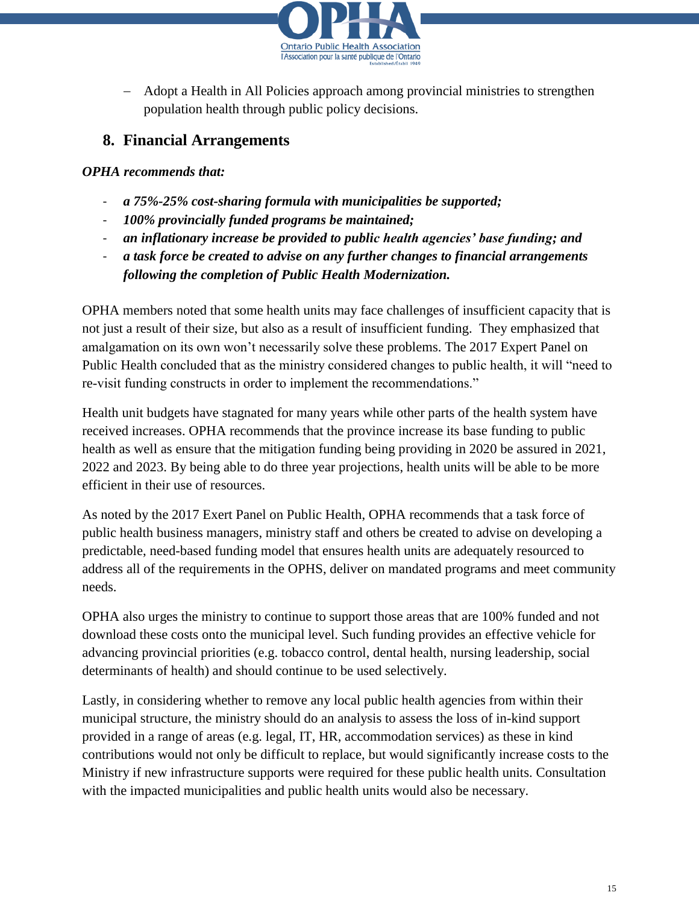- Adopt a Health in All Policies approach among provincial ministries to strengthen population health through public policy decisions.

## 8. Financial Arrangements

***OPHA recommends that:***

- ***a 75%-25% cost-sharing formula with municipalities be supported;***
- ***100% provincially funded programs be maintained;***
- ***an inflationary increase be provided to public health agencies' base funding; and***
- ***a task force be created to advise on any further changes to financial arrangements following the completion of Public Health Modernization.***

OPHA members noted that some health units may face challenges of insufficient capacity that is not just a result of their size, but also as a result of insufficient funding. They emphasized that amalgamation on its own won't necessarily solve these problems. The 2017 Expert Panel on Public Health concluded that as the ministry considered changes to public health, it will "need to re-visit funding constructs in order to implement the recommendations."

Health unit budgets have stagnated for many years while other parts of the health system have received increases. OPHA recommends that the province increase its base funding to public health as well as ensure that the mitigation funding being providing in 2020 be assured in 2021, 2022 and 2023. By being able to do three year projections, health units will be able to be more efficient in their use of resources.

As noted by the 2017 Exert Panel on Public Health, OPHA recommends that a task force of public health business managers, ministry staff and others be created to advise on developing a predictable, need-based funding model that ensures health units are adequately resourced to address all of the requirements in the OPHS, deliver on mandated programs and meet community needs.

OPHA also urges the ministry to continue to support those areas that are 100% funded and not download these costs onto the municipal level. Such funding provides an effective vehicle for advancing provincial priorities (e.g. tobacco control, dental health, nursing leadership, social determinants of health) and should continue to be used selectively.

Lastly, in considering whether to remove any local public health agencies from within their municipal structure, the ministry should do an analysis to assess the loss of in-kind support provided in a range of areas (e.g. legal, IT, HR, accommodation services) as these in kind contributions would not only be difficult to replace, but would significantly increase costs to the Ministry if new infrastructure supports were required for these public health units. Consultation with the impacted municipalities and public health units would also be necessary.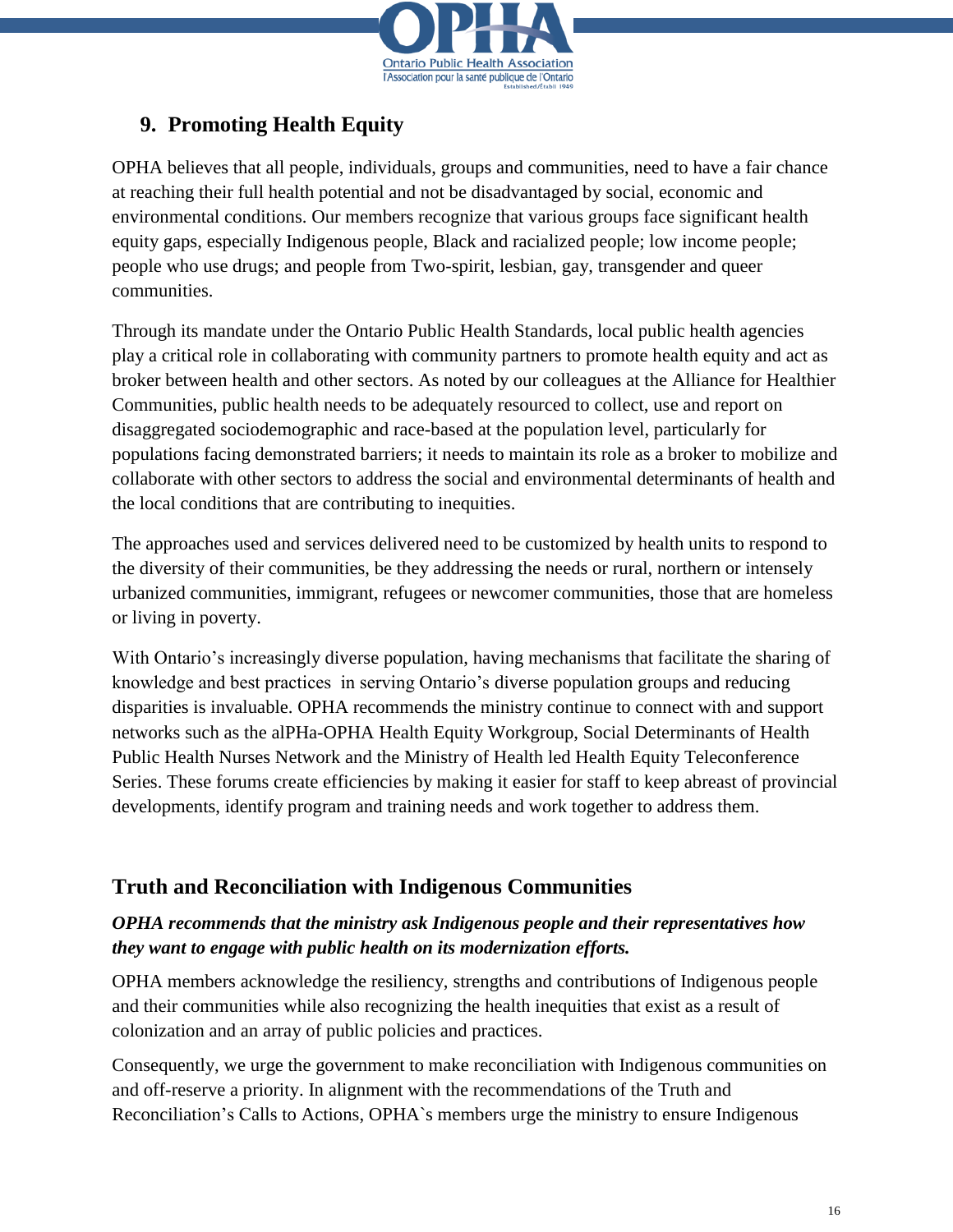## 9. Promoting Health Equity

OPHA believes that all people, individuals, groups and communities, need to have a fair chance at reaching their full health potential and not be disadvantaged by social, economic and environmental conditions. Our members recognize that various groups face significant health equity gaps, especially Indigenous people, Black and racialized people; low income people; people who use drugs; and people from Two-spirit, lesbian, gay, transgender and queer communities.

Through its mandate under the Ontario Public Health Standards, local public health agencies play a critical role in collaborating with community partners to promote health equity and act as broker between health and other sectors. As noted by our colleagues at the Alliance for Healthier Communities, public health needs to be adequately resourced to collect, use and report on disaggregated sociodemographic and race-based at the population level, particularly for populations facing demonstrated barriers; it needs to maintain its role as a broker to mobilize and collaborate with other sectors to address the social and environmental determinants of health and the local conditions that are contributing to inequities.

The approaches used and services delivered need to be customized by health units to respond to the diversity of their communities, be they addressing the needs or rural, northern or intensely urbanized communities, immigrant, refugees or newcomer communities, those that are homeless or living in poverty.

With Ontario's increasingly diverse population, having mechanisms that facilitate the sharing of knowledge and best practices in serving Ontario's diverse population groups and reducing disparities is invaluable. OPHA recommends the ministry continue to connect with and support networks such as the alPHa-OPHA Health Equity Workgroup, Social Determinants of Health Public Health Nurses Network and the Ministry of Health led Health Equity Teleconference Series. These forums create efficiencies by making it easier for staff to keep abreast of provincial developments, identify program and training needs and work together to address them.

## Truth and Reconciliation with Indigenous Communities

***OPHA recommends that the ministry ask Indigenous people and their representatives how they want to engage with public health on its modernization efforts.***

OPHA members acknowledge the resiliency, strengths and contributions of Indigenous people and their communities while also recognizing the health inequities that exist as a result of colonization and an array of public policies and practices.

Consequently, we urge the government to make reconciliation with Indigenous communities on and off-reserve a priority. In alignment with the recommendations of the Truth and Reconciliation's Calls to Actions, OPHA`s members urge the ministry to ensure Indigenous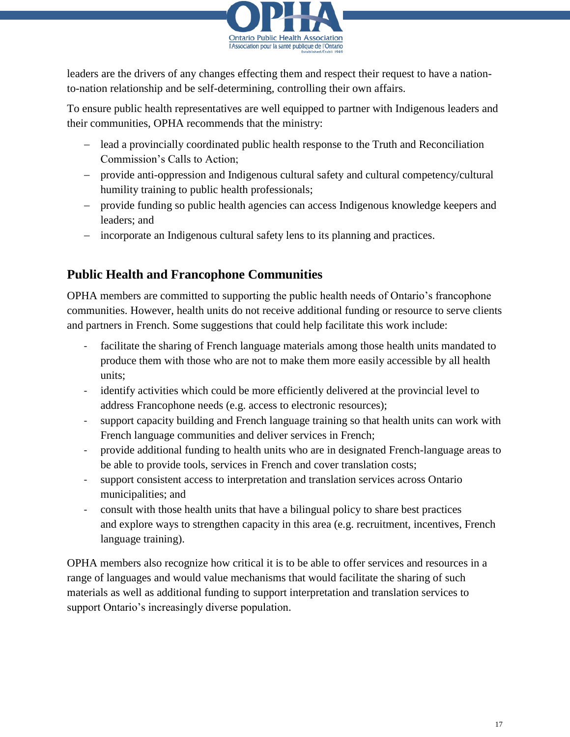leaders are the drivers of any changes effecting them and respect their request to have a nation-to-nation relationship and be self-determining, controlling their own affairs.

To ensure public health representatives are well equipped to partner with Indigenous leaders and their communities, OPHA recommends that the ministry:

- lead a provincially coordinated public health response to the Truth and Reconciliation Commission's Calls to Action;
- provide anti-oppression and Indigenous cultural safety and cultural competency/cultural humility training to public health professionals;
- provide funding so public health agencies can access Indigenous knowledge keepers and leaders; and
- incorporate an Indigenous cultural safety lens to its planning and practices.

## Public Health and Francophone Communities

OPHA members are committed to supporting the public health needs of Ontario's francophone communities. However, health units do not receive additional funding or resource to serve clients and partners in French. Some suggestions that could help facilitate this work include:

- facilitate the sharing of French language materials among those health units mandated to produce them with those who are not to make them more easily accessible by all health units;
- identify activities which could be more efficiently delivered at the provincial level to address Francophone needs (e.g. access to electronic resources);
- support capacity building and French language training so that health units can work with French language communities and deliver services in French;
- provide additional funding to health units who are in designated French-language areas to be able to provide tools, services in French and cover translation costs;
- support consistent access to interpretation and translation services across Ontario municipalities; and
- consult with those health units that have a bilingual policy to share best practices and explore ways to strengthen capacity in this area (e.g. recruitment, incentives, French language training).

OPHA members also recognize how critical it is to be able to offer services and resources in a range of languages and would value mechanisms that would facilitate the sharing of such materials as well as additional funding to support interpretation and translation services to support Ontario's increasingly diverse population.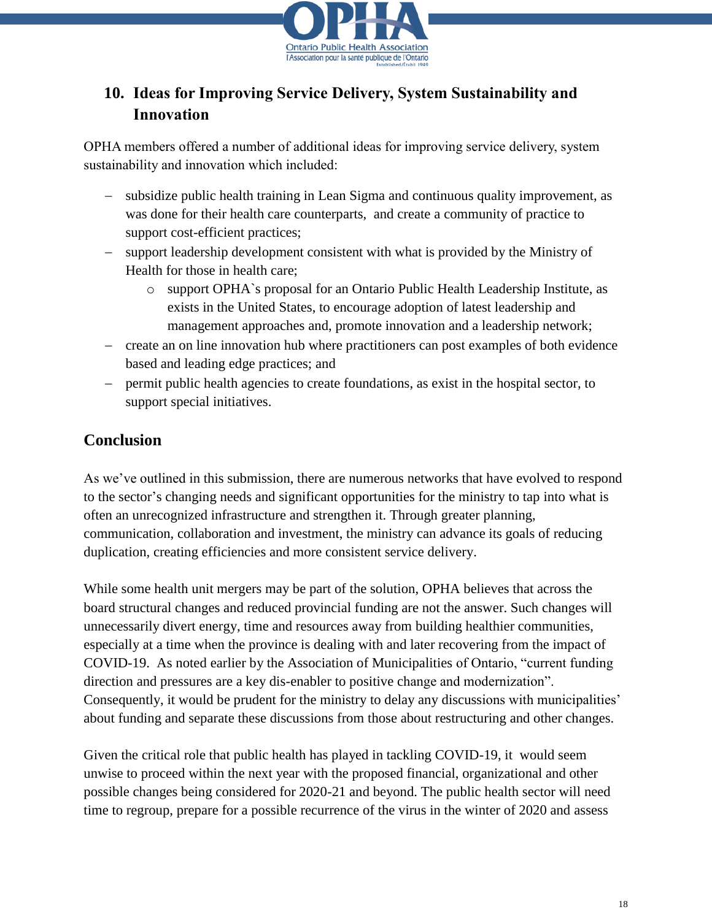## 10. Ideas for Improving Service Delivery, System Sustainability and Innovation

OPHA members offered a number of additional ideas for improving service delivery, system sustainability and innovation which included:

- subsidize public health training in Lean Sigma and continuous quality improvement, as was done for their health care counterparts,  and create a community of practice to support cost-efficient practices;
- support leadership development consistent with what is provided by the Ministry of Health for those in health care;
    - support OPHA`s proposal for an Ontario Public Health Leadership Institute, as exists in the United States, to encourage adoption of latest leadership and management approaches and, promote innovation and a leadership network;
- create an on line innovation hub where practitioners can post examples of both evidence based and leading edge practices; and
- permit public health agencies to create foundations, as exist in the hospital sector, to support special initiatives.

## Conclusion

As we've outlined in this submission, there are numerous networks that have evolved to respond to the sector's changing needs and significant opportunities for the ministry to tap into what is often an unrecognized infrastructure and strengthen it. Through greater planning, communication, collaboration and investment, the ministry can advance its goals of reducing duplication, creating efficiencies and more consistent service delivery.

While some health unit mergers may be part of the solution, OPHA believes that across the board structural changes and reduced provincial funding are not the answer. Such changes will unnecessarily divert energy, time and resources away from building healthier communities, especially at a time when the province is dealing with and later recovering from the impact of COVID-19.  As noted earlier by the Association of Municipalities of Ontario, "current funding direction and pressures are a key dis-enabler to positive change and modernization". Consequently, it would be prudent for the ministry to delay any discussions with municipalities' about funding and separate these discussions from those about restructuring and other changes.

Given the critical role that public health has played in tackling COVID-19, it  would seem unwise to proceed within the next year with the proposed financial, organizational and other possible changes being considered for 2020-21 and beyond. The public health sector will need time to regroup, prepare for a possible recurrence of the virus in the winter of 2020 and assess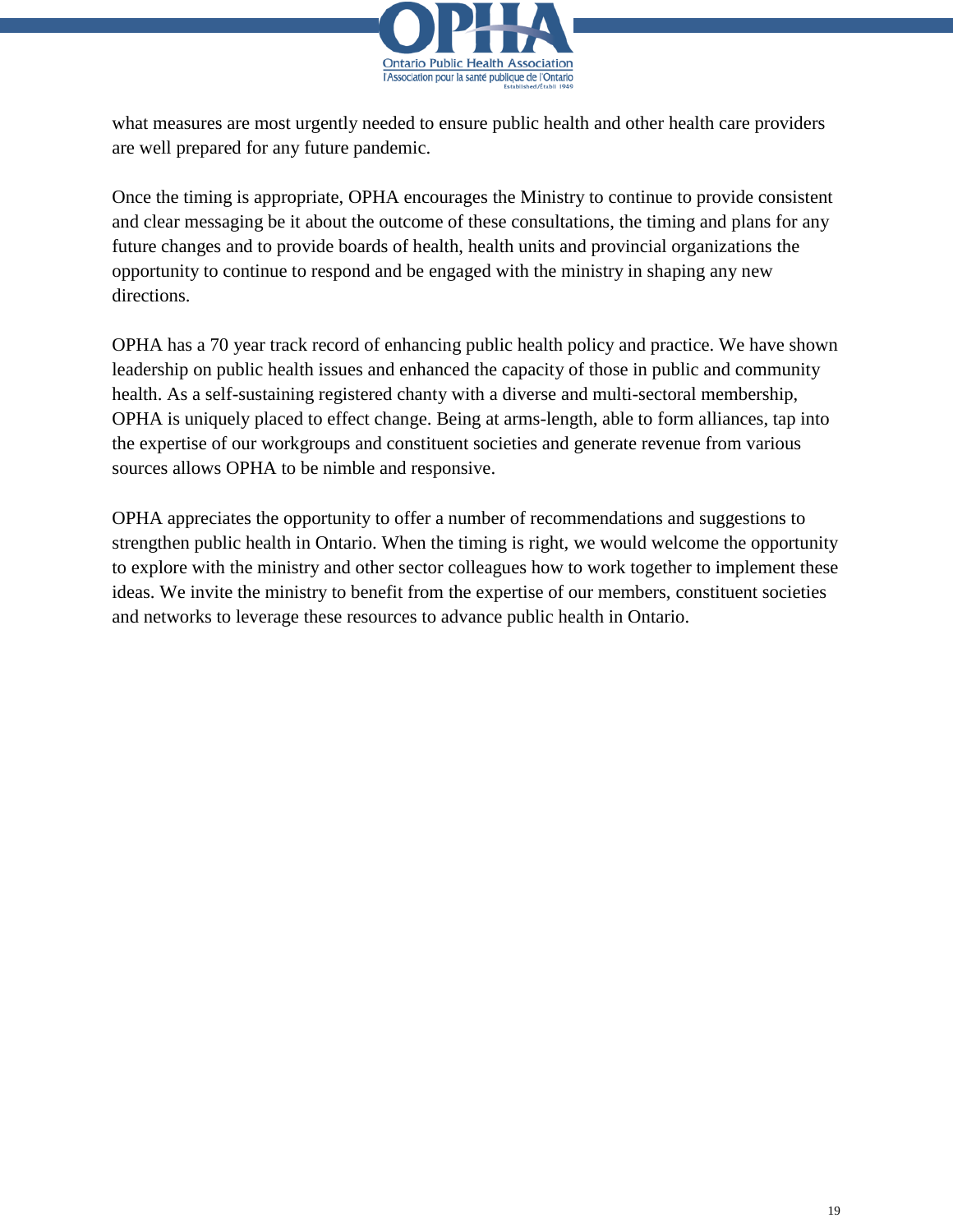what measures are most urgently needed to ensure public health and other health care providers are well prepared for any future pandemic.

Once the timing is appropriate, OPHA encourages the Ministry to continue to provide consistent and clear messaging be it about the outcome of these consultations, the timing and plans for any future changes and to provide boards of health, health units and provincial organizations the opportunity to continue to respond and be engaged with the ministry in shaping any new directions.

OPHA has a 70 year track record of enhancing public health policy and practice. We have shown leadership on public health issues and enhanced the capacity of those in public and community health. As a self-sustaining registered chanty with a diverse and multi-sectoral membership, OPHA is uniquely placed to effect change. Being at arms-length, able to form alliances, tap into the expertise of our workgroups and constituent societies and generate revenue from various sources allows OPHA to be nimble and responsive.

OPHA appreciates the opportunity to offer a number of recommendations and suggestions to strengthen public health in Ontario. When the timing is right, we would welcome the opportunity to explore with the ministry and other sector colleagues how to work together to implement these ideas. We invite the ministry to benefit from the expertise of our members, constituent societies and networks to leverage these resources to advance public health in Ontario.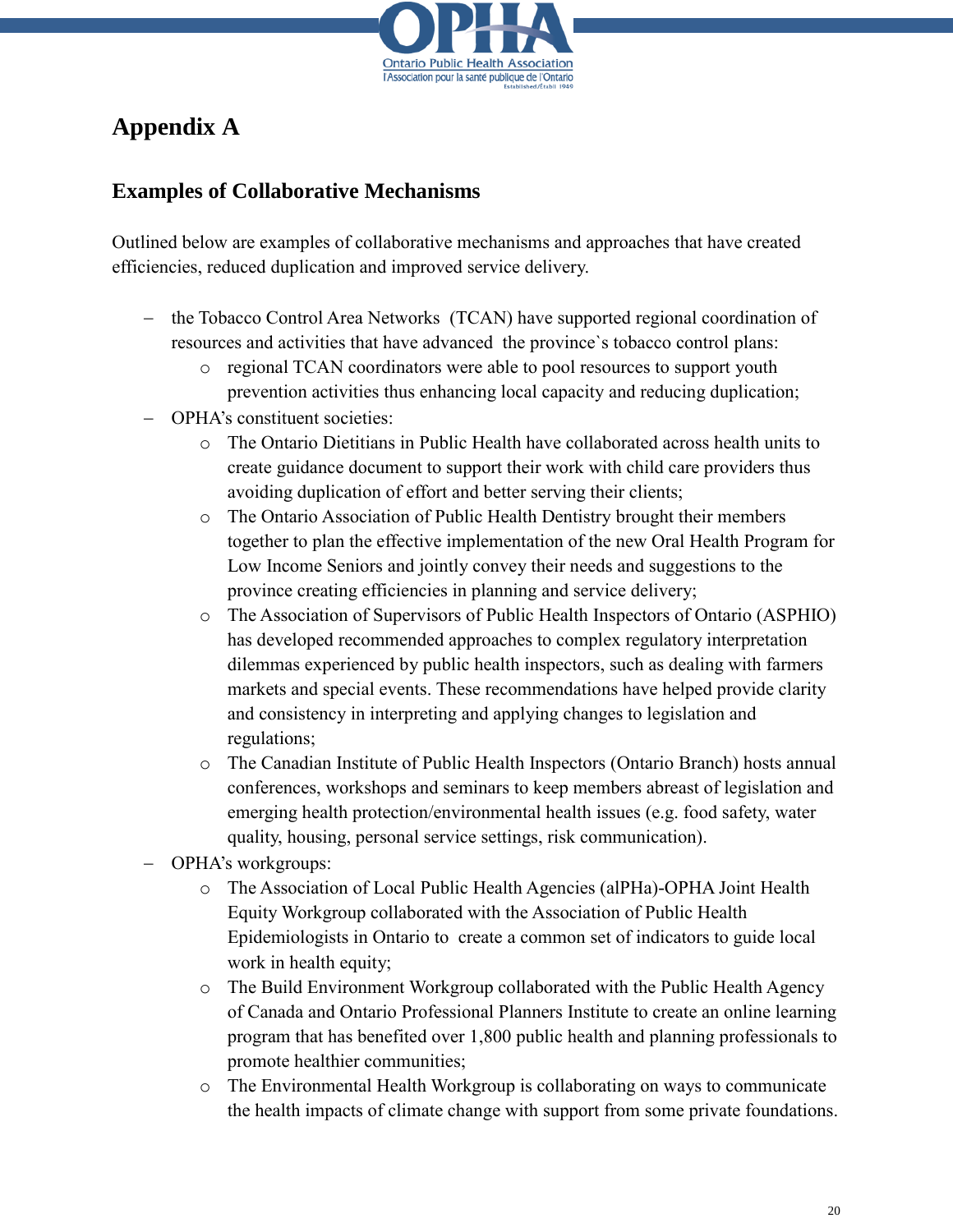# Appendix A

## Examples of Collaborative Mechanisms

Outlined below are examples of collaborative mechanisms and approaches that have created efficiencies, reduced duplication and improved service delivery.

- the Tobacco Control Area Networks (TCAN) have supported regional coordination of resources and activities that have advanced the province`s tobacco control plans:
  - regional TCAN coordinators were able to pool resources to support youth prevention activities thus enhancing local capacity and reducing duplication;
- OPHA's constituent societies:
  - The Ontario Dietitians in Public Health have collaborated across health units to create guidance document to support their work with child care providers thus avoiding duplication of effort and better serving their clients;
  - The Ontario Association of Public Health Dentistry brought their members together to plan the effective implementation of the new Oral Health Program for Low Income Seniors and jointly convey their needs and suggestions to the province creating efficiencies in planning and service delivery;
  - The Association of Supervisors of Public Health Inspectors of Ontario (ASPHIO) has developed recommended approaches to complex regulatory interpretation dilemmas experienced by public health inspectors, such as dealing with farmers markets and special events. These recommendations have helped provide clarity and consistency in interpreting and applying changes to legislation and regulations;
  - The Canadian Institute of Public Health Inspectors (Ontario Branch) hosts annual conferences, workshops and seminars to keep members abreast of legislation and emerging health protection/environmental health issues (e.g. food safety, water quality, housing, personal service settings, risk communication).
- OPHA's workgroups:
  - The Association of Local Public Health Agencies (alPHa)-OPHA Joint Health Equity Workgroup collaborated with the Association of Public Health Epidemiologists in Ontario to create a common set of indicators to guide local work in health equity;
  - The Build Environment Workgroup collaborated with the Public Health Agency of Canada and Ontario Professional Planners Institute to create an online learning program that has benefited over 1,800 public health and planning professionals to promote healthier communities;
  - The Environmental Health Workgroup is collaborating on ways to communicate the health impacts of climate change with support from some private foundations.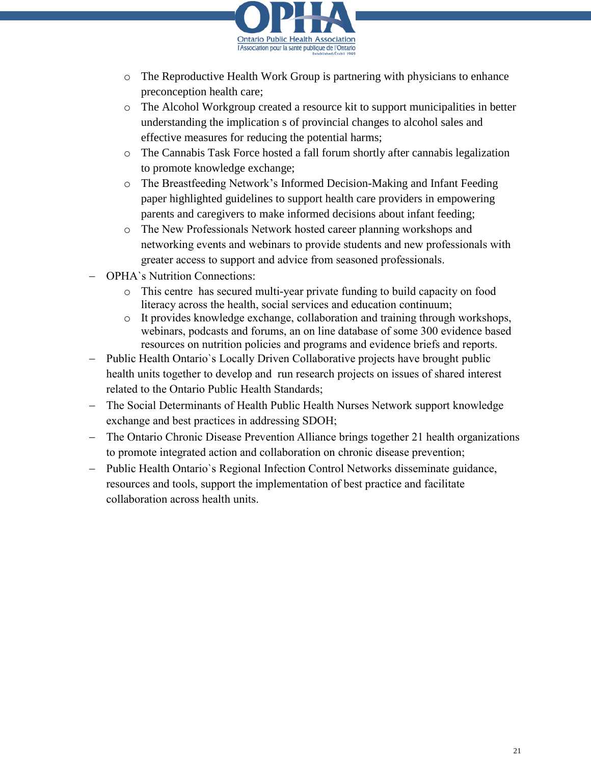- The Reproductive Health Work Group is partnering with physicians to enhance preconception health care;
   - The Alcohol Workgroup created a resource kit to support municipalities in better understanding the implication s of provincial changes to alcohol sales and effective measures for reducing the potential harms;
   - The Cannabis Task Force hosted a fall forum shortly after cannabis legalization to promote knowledge exchange;
   - The Breastfeeding Network's Informed Decision-Making and Infant Feeding paper highlighted guidelines to support health care providers in empowering parents and caregivers to make informed decisions about infant feeding;
   - The New Professionals Network hosted career planning workshops and networking events and webinars to provide students and new professionals with greater access to support and advice from seasoned professionals.
- OPHA`s Nutrition Connections:
   - This centre has secured multi-year private funding to build capacity on food literacy across the health, social services and education continuum;
   - It provides knowledge exchange, collaboration and training through workshops, webinars, podcasts and forums, an on line database of some 300 evidence based resources on nutrition policies and programs and evidence briefs and reports.
- Public Health Ontario`s Locally Driven Collaborative projects have brought public health units together to develop and run research projects on issues of shared interest related to the Ontario Public Health Standards;
- The Social Determinants of Health Public Health Nurses Network support knowledge exchange and best practices in addressing SDOH;
- The Ontario Chronic Disease Prevention Alliance brings together 21 health organizations to promote integrated action and collaboration on chronic disease prevention;
- Public Health Ontario`s Regional Infection Control Networks disseminate guidance, resources and tools, support the implementation of best practice and facilitate collaboration across health units.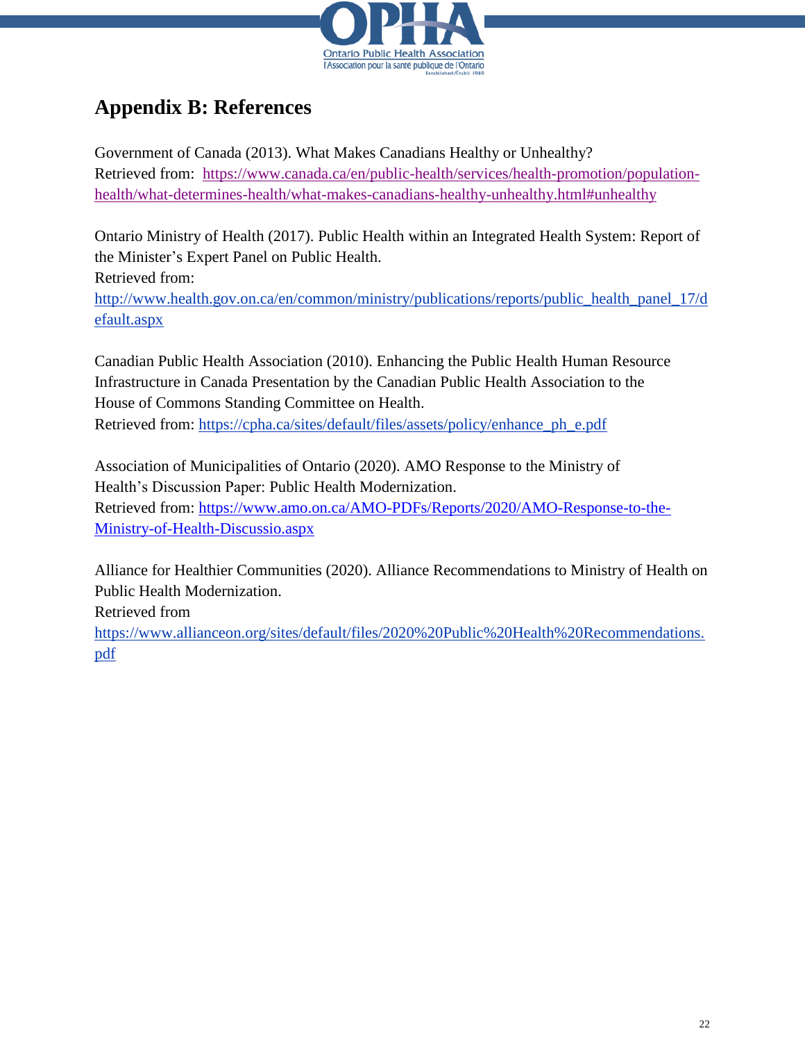## Appendix B: References

Government of Canada (2013). What Makes Canadians Healthy or Unhealthy?
Retrieved from: https://www.canada.ca/en/public-health/services/health-promotion/population-health/what-determines-health/what-makes-canadians-healthy-unhealthy.html#unhealthy

Ontario Ministry of Health (2017). Public Health within an Integrated Health System: Report of the Minister's Expert Panel on Public Health.
Retrieved from:
http://www.health.gov.on.ca/en/common/ministry/publications/reports/public_health_panel_17/default.aspx

Canadian Public Health Association (2010). Enhancing the Public Health Human Resource Infrastructure in Canada Presentation by the Canadian Public Health Association to the House of Commons Standing Committee on Health.
Retrieved from: https://cpha.ca/sites/default/files/assets/policy/enhance_ph_e.pdf

Association of Municipalities of Ontario (2020). AMO Response to the Ministry of Health's Discussion Paper: Public Health Modernization.
Retrieved from: https://www.amo.on.ca/AMO-PDFs/Reports/2020/AMO-Response-to-the-Ministry-of-Health-Discussio.aspx

Alliance for Healthier Communities (2020). Alliance Recommendations to Ministry of Health on Public Health Modernization.
Retrieved from
https://www.allianceon.org/sites/default/files/2020%20Public%20Health%20Recommendations.pdf